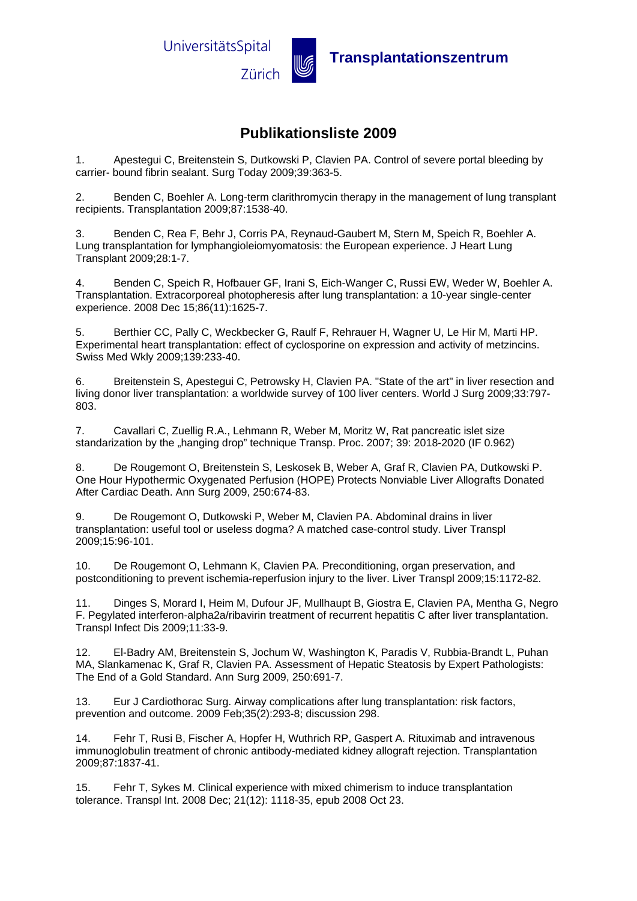UniversitätsSpital Zürich

**Transplantationszentrum**

# Publikationsliste 2009

1. Apestegui C, Breitenstein S, Dutkowski P, Clavien PA. Control of severe portal bleeding by carrier- bound fibrin sealant. Surg Today 2009;39:363-5.

2. Benden C, Boehler A. Long-term clarithromycin therapy in the management of lung transplant recipients. Transplantation 2009;87:1538-40.

3. Benden C, Rea F, Behr J, Corris PA, Reynaud-Gaubert M, Stern M, Speich R, Boehler A. Lung transplantation for lymphangioleiomyomatosis: the European experience. J Heart Lung Transplant 2009;28:1-7.

4. Benden C, Speich R, Hofbauer GF, Irani S, Eich-Wanger C, Russi EW, Weder W, Boehler A. Transplantation. Extracorporeal photopheresis after lung transplantation: a 10-year single-center experience. 2008 Dec 15;86(11):1625-7.

5. Berthier CC, Pally C, Weckbecker G, Raulf F, Rehrauer H, Wagner U, Le Hir M, Marti HP. Experimental heart transplantation: effect of cyclosporine on expression and activity of metzincins. Swiss Med Wkly 2009;139:233-40.

6. Breitenstein S, Apestegui C, Petrowsky H, Clavien PA. "State of the art" in liver resection and living donor liver transplantation: a worldwide survey of 100 liver centers. World J Surg 2009;33:797-803.

7. Cavallari C, Zuellig R.A., Lehmann R, Weber M, Moritz W, Rat pancreatic islet size standarization by the „hanging drop" technique Transp. Proc. 2007; 39: 2018-2020 (IF 0.962)

8. De Rougemont O, Breitenstein S, Leskosek B, Weber A, Graf R, Clavien PA, Dutkowski P. One Hour Hypothermic Oxygenated Perfusion (HOPE) Protects Nonviable Liver Allografts Donated After Cardiac Death. Ann Surg 2009, 250:674-83.

9. De Rougemont O, Dutkowski P, Weber M, Clavien PA. Abdominal drains in liver transplantation: useful tool or useless dogma? A matched case-control study. Liver Transpl 2009;15:96-101.

10. De Rougemont O, Lehmann K, Clavien PA. Preconditioning, organ preservation, and postconditioning to prevent ischemia-reperfusion injury to the liver. Liver Transpl 2009;15:1172-82.

11. Dinges S, Morard I, Heim M, Dufour JF, Mullhaupt B, Giostra E, Clavien PA, Mentha G, Negro F. Pegylated interferon-alpha2a/ribavirin treatment of recurrent hepatitis C after liver transplantation. Transpl Infect Dis 2009;11:33-9.

12. El-Badry AM, Breitenstein S, Jochum W, Washington K, Paradis V, Rubbia-Brandt L, Puhan MA, Slankamenac K, Graf R, Clavien PA. Assessment of Hepatic Steatosis by Expert Pathologists: The End of a Gold Standard. Ann Surg 2009, 250:691-7.

13. Eur J Cardiothorac Surg. Airway complications after lung transplantation: risk factors, prevention and outcome. 2009 Feb;35(2):293-8; discussion 298.

14. Fehr T, Rusi B, Fischer A, Hopfer H, Wuthrich RP, Gaspert A. Rituximab and intravenous immunoglobulin treatment of chronic antibody-mediated kidney allograft rejection. Transplantation 2009;87:1837-41.

15. Fehr T, Sykes M. Clinical experience with mixed chimerism to induce transplantation tolerance. Transpl Int. 2008 Dec; 21(12): 1118-35, epub 2008 Oct 23.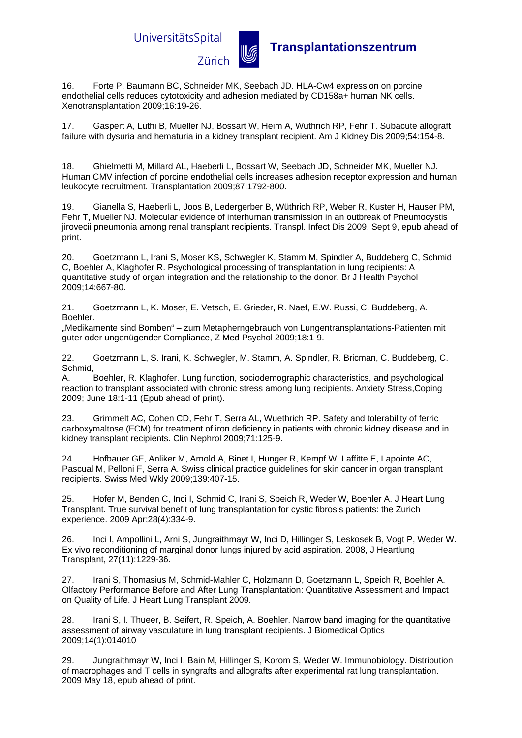16. Forte P, Baumann BC, Schneider MK, Seebach JD. HLA-Cw4 expression on porcine endothelial cells reduces cytotoxicity and adhesion mediated by CD158a+ human NK cells. Xenotransplantation 2009;16:19-26.

17. Gaspert A, Luthi B, Mueller NJ, Bossart W, Heim A, Wuthrich RP, Fehr T. Subacute allograft failure with dysuria and hematuria in a kidney transplant recipient. Am J Kidney Dis 2009;54:154-8.

18. Ghielmetti M, Millard AL, Haeberli L, Bossart W, Seebach JD, Schneider MK, Mueller NJ. Human CMV infection of porcine endothelial cells increases adhesion receptor expression and human leukocyte recruitment. Transplantation 2009;87:1792-800.

19. Gianella S, Haeberli L, Joos B, Ledergerber B, Wüthrich RP, Weber R, Kuster H, Hauser PM, Fehr T, Mueller NJ. Molecular evidence of interhuman transmission in an outbreak of Pneumocystis jirovecii pneumonia among renal transplant recipients. Transpl. Infect Dis 2009, Sept 9, epub ahead of print.

20. Goetzmann L, Irani S, Moser KS, Schwegler K, Stamm M, Spindler A, Buddeberg C, Schmid C, Boehler A, Klaghofer R. Psychological processing of transplantation in lung recipients: A quantitative study of organ integration and the relationship to the donor. Br J Health Psychol 2009;14:667-80.

21. Goetzmann L, K. Moser, E. Vetsch, E. Grieder, R. Naef, E.W. Russi, C. Buddeberg, A. Boehler.
„Medikamente sind Bomben" – zum Metapherngebrauch von Lungentransplantations-Patienten mit guter oder ungenügender Compliance, Z Med Psychol 2009;18:1-9.

22. Goetzmann L, S. Irani, K. Schwegler, M. Stamm, A. Spindler, R. Bricman, C. Buddeberg, C. Schmid,
A. Boehler, R. Klaghofer. Lung function, sociodemographic characteristics, and psychological reaction to transplant associated with chronic stress among lung recipients. Anxiety Stress,Coping 2009; June 18:1-11 (Epub ahead of print).

23. Grimmelt AC, Cohen CD, Fehr T, Serra AL, Wuethrich RP. Safety and tolerability of ferric carboxymaltose (FCM) for treatment of iron deficiency in patients with chronic kidney disease and in kidney transplant recipients. Clin Nephrol 2009;71:125-9.

24. Hofbauer GF, Anliker M, Arnold A, Binet I, Hunger R, Kempf W, Laffitte E, Lapointe AC, Pascual M, Pelloni F, Serra A. Swiss clinical practice guidelines for skin cancer in organ transplant recipients. Swiss Med Wkly 2009;139:407-15.

25. Hofer M, Benden C, Inci I, Schmid C, Irani S, Speich R, Weder W, Boehler A. J Heart Lung Transplant. True survival benefit of lung transplantation for cystic fibrosis patients: the Zurich experience. 2009 Apr;28(4):334-9.

26. Inci I, Ampollini L, Arni S, Jungraithmayr W, Inci D, Hillinger S, Leskosek B, Vogt P, Weder W. Ex vivo reconditioning of marginal donor lungs injured by acid aspiration. 2008, J Heartlung Transplant, 27(11):1229-36.

27. Irani S, Thomasius M, Schmid-Mahler C, Holzmann D, Goetzmann L, Speich R, Boehler A. Olfactory Performance Before and After Lung Transplantation: Quantitative Assessment and Impact on Quality of Life. J Heart Lung Transplant 2009.

28. Irani S, I. Thueer, B. Seifert, R. Speich, A. Boehler. Narrow band imaging for the quantitative assessment of airway vasculature in lung transplant recipients. J Biomedical Optics 2009;14(1):014010

29. Jungraithmayr W, Inci I, Bain M, Hillinger S, Korom S, Weder W. Immunobiology. Distribution of macrophages and T cells in syngrafts and allografts after experimental rat lung transplantation. 2009 May 18, epub ahead of print.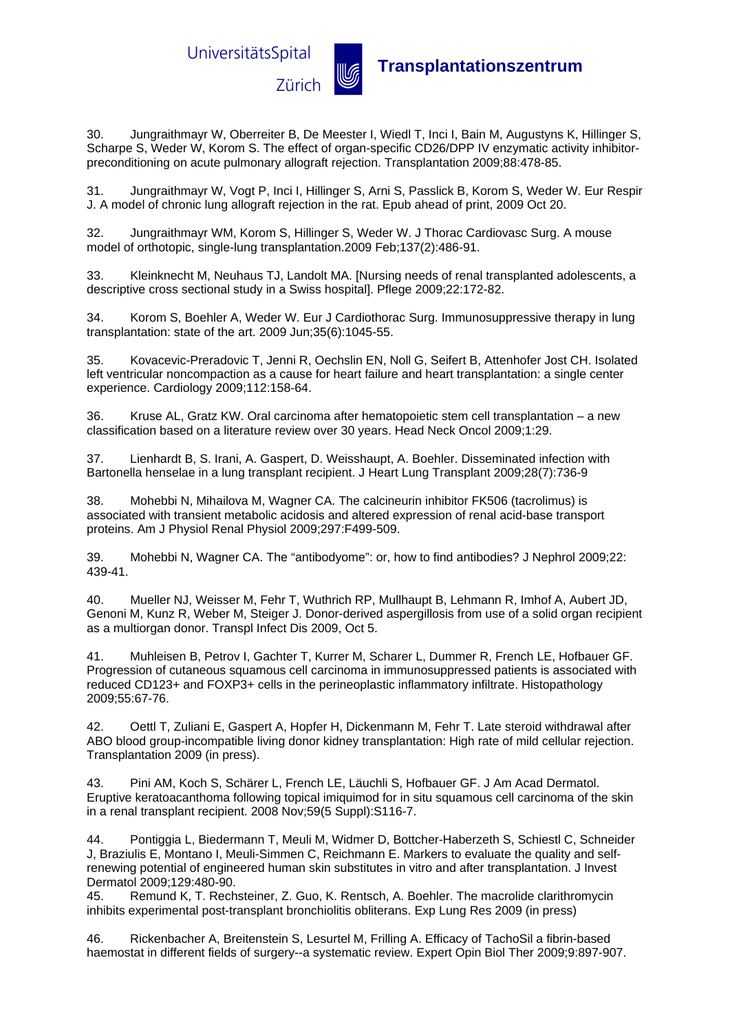30. Jungraithmayr W, Oberreiter B, De Meester I, Wiedl T, Inci I, Bain M, Augustyns K, Hillinger S, Scharpe S, Weder W, Korom S. The effect of organ-specific CD26/DPP IV enzymatic activity inhibitor-preconditioning on acute pulmonary allograft rejection. Transplantation 2009;88:478-85.

31. Jungraithmayr W, Vogt P, Inci I, Hillinger S, Arni S, Passlick B, Korom S, Weder W. Eur Respir J. A model of chronic lung allograft rejection in the rat. Epub ahead of print, 2009 Oct 20.

32. Jungraithmayr WM, Korom S, Hillinger S, Weder W. J Thorac Cardiovasc Surg. A mouse model of orthotopic, single-lung transplantation.2009 Feb;137(2):486-91.

33. Kleinknecht M, Neuhaus TJ, Landolt MA. [Nursing needs of renal transplanted adolescents, a descriptive cross sectional study in a Swiss hospital]. Pflege 2009;22:172-82.

34. Korom S, Boehler A, Weder W. Eur J Cardiothorac Surg. Immunosuppressive therapy in lung transplantation: state of the art. 2009 Jun;35(6):1045-55.

35. Kovacevic-Preradovic T, Jenni R, Oechslin EN, Noll G, Seifert B, Attenhofer Jost CH. Isolated left ventricular noncompaction as a cause for heart failure and heart transplantation: a single center experience. Cardiology 2009;112:158-64.

36. Kruse AL, Gratz KW. Oral carcinoma after hematopoietic stem cell transplantation – a new classification based on a literature review over 30 years. Head Neck Oncol 2009;1:29.

37. Lienhardt B, S. Irani, A. Gaspert, D. Weisshaupt, A. Boehler. Disseminated infection with Bartonella henselae in a lung transplant recipient. J Heart Lung Transplant 2009;28(7):736-9

38. Mohebbi N, Mihailova M, Wagner CA. The calcineurin inhibitor FK506 (tacrolimus) is associated with transient metabolic acidosis and altered expression of renal acid-base transport proteins. Am J Physiol Renal Physiol 2009;297:F499-509.

39. Mohebbi N, Wagner CA. The “antibodyome”: or, how to find antibodies? J Nephrol 2009;22: 439-41.

40. Mueller NJ, Weisser M, Fehr T, Wuthrich RP, Mullhaupt B, Lehmann R, Imhof A, Aubert JD, Genoni M, Kunz R, Weber M, Steiger J. Donor-derived aspergillosis from use of a solid organ recipient as a multiorgan donor. Transpl Infect Dis 2009, Oct 5.

41. Muhleisen B, Petrov I, Gachter T, Kurrer M, Scharer L, Dummer R, French LE, Hofbauer GF. Progression of cutaneous squamous cell carcinoma in immunosuppressed patients is associated with reduced CD123+ and FOXP3+ cells in the perineoplastic inflammatory infiltrate. Histopathology 2009;55:67-76.

42. Oettl T, Zuliani E, Gaspert A, Hopfer H, Dickenmann M, Fehr T. Late steroid withdrawal after ABO blood group-incompatible living donor kidney transplantation: High rate of mild cellular rejection. Transplantation 2009 (in press).

43. Pini AM, Koch S, Schärer L, French LE, Läuchli S, Hofbauer GF. J Am Acad Dermatol. Eruptive keratoacanthoma following topical imiquimod for in situ squamous cell carcinoma of the skin in a renal transplant recipient. 2008 Nov;59(5 Suppl):S116-7.

44. Pontiggia L, Biedermann T, Meuli M, Widmer D, Bottcher-Haberzeth S, Schiestl C, Schneider J, Braziulis E, Montano I, Meuli-Simmen C, Reichmann E. Markers to evaluate the quality and self-renewing potential of engineered human skin substitutes in vitro and after transplantation. J Invest Dermatol 2009;129:480-90.

45. Remund K, T. Rechsteiner, Z. Guo, K. Rentsch, A. Boehler. The macrolide clarithromycin inhibits experimental post-transplant bronchiolitis obliterans. Exp Lung Res 2009 (in press)

46. Rickenbacher A, Breitenstein S, Lesurtel M, Frilling A. Efficacy of TachoSil a fibrin-based haemostat in different fields of surgery--a systematic review. Expert Opin Biol Ther 2009;9:897-907.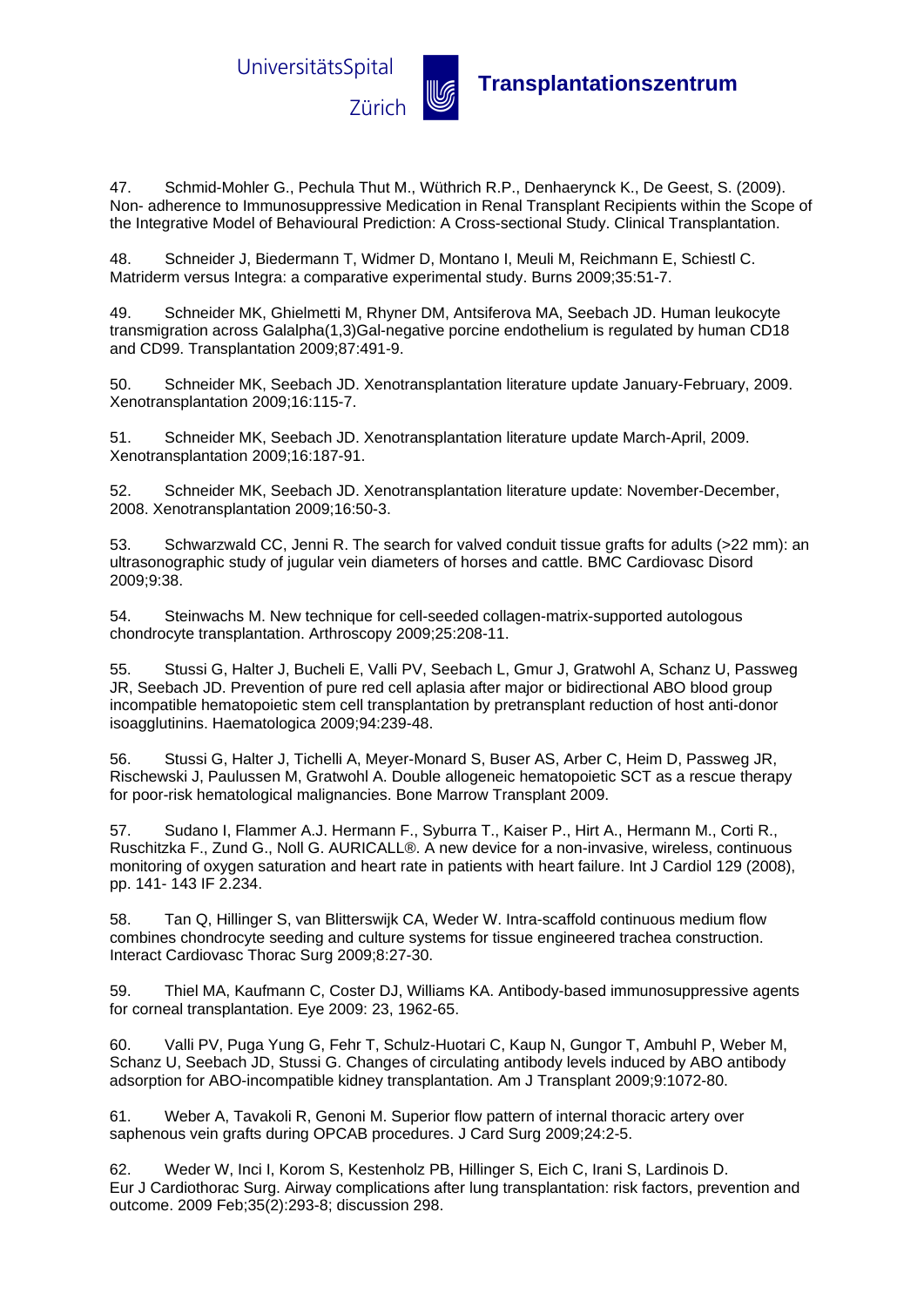47. Schmid-Mohler G., Pechula Thut M., Wüthrich R.P., Denhaerynck K., De Geest, S. (2009). Non- adherence to Immunosuppressive Medication in Renal Transplant Recipients within the Scope of the Integrative Model of Behavioural Prediction: A Cross-sectional Study. Clinical Transplantation.

48. Schneider J, Biedermann T, Widmer D, Montano I, Meuli M, Reichmann E, Schiestl C. Matriderm versus Integra: a comparative experimental study. Burns 2009;35:51-7.

49. Schneider MK, Ghielmetti M, Rhyner DM, Antsiferova MA, Seebach JD. Human leukocyte transmigration across Galalpha(1,3)Gal-negative porcine endothelium is regulated by human CD18 and CD99. Transplantation 2009;87:491-9.

50. Schneider MK, Seebach JD. Xenotransplantation literature update January-February, 2009. Xenotransplantation 2009;16:115-7.

51. Schneider MK, Seebach JD. Xenotransplantation literature update March-April, 2009. Xenotransplantation 2009;16:187-91.

52. Schneider MK, Seebach JD. Xenotransplantation literature update: November-December, 2008. Xenotransplantation 2009;16:50-3.

53. Schwarzwald CC, Jenni R. The search for valved conduit tissue grafts for adults (>22 mm): an ultrasonographic study of jugular vein diameters of horses and cattle. BMC Cardiovasc Disord 2009;9:38.

54. Steinwachs M. New technique for cell-seeded collagen-matrix-supported autologous chondrocyte transplantation. Arthroscopy 2009;25:208-11.

55. Stussi G, Halter J, Bucheli E, Valli PV, Seebach L, Gmur J, Gratwohl A, Schanz U, Passweg JR, Seebach JD. Prevention of pure red cell aplasia after major or bidirectional ABO blood group incompatible hematopoietic stem cell transplantation by pretransplant reduction of host anti-donor isoagglutinins. Haematologica 2009;94:239-48.

56. Stussi G, Halter J, Tichelli A, Meyer-Monard S, Buser AS, Arber C, Heim D, Passweg JR, Rischewski J, Paulussen M, Gratwohl A. Double allogeneic hematopoietic SCT as a rescue therapy for poor-risk hematological malignancies. Bone Marrow Transplant 2009.

57. Sudano I, Flammer A.J. Hermann F., Syburra T., Kaiser P., Hirt A., Hermann M., Corti R., Ruschitzka F., Zund G., Noll G. AURICALL®. A new device for a non-invasive, wireless, continuous monitoring of oxygen saturation and heart rate in patients with heart failure. Int J Cardiol 129 (2008), pp. 141- 143 IF 2.234.

58. Tan Q, Hillinger S, van Blitterswijk CA, Weder W. Intra-scaffold continuous medium flow combines chondrocyte seeding and culture systems for tissue engineered trachea construction. Interact Cardiovasc Thorac Surg 2009;8:27-30.

59. Thiel MA, Kaufmann C, Coster DJ, Williams KA. Antibody-based immunosuppressive agents for corneal transplantation. Eye 2009: 23, 1962-65.

60. Valli PV, Puga Yung G, Fehr T, Schulz-Huotari C, Kaup N, Gungor T, Ambuhl P, Weber M, Schanz U, Seebach JD, Stussi G. Changes of circulating antibody levels induced by ABO antibody adsorption for ABO-incompatible kidney transplantation. Am J Transplant 2009;9:1072-80.

61. Weber A, Tavakoli R, Genoni M. Superior flow pattern of internal thoracic artery over saphenous vein grafts during OPCAB procedures. J Card Surg 2009;24:2-5.

62. Weder W, Inci I, Korom S, Kestenholz PB, Hillinger S, Eich C, Irani S, Lardinois D. Eur J Cardiothorac Surg. Airway complications after lung transplantation: risk factors, prevention and outcome. 2009 Feb;35(2):293-8; discussion 298.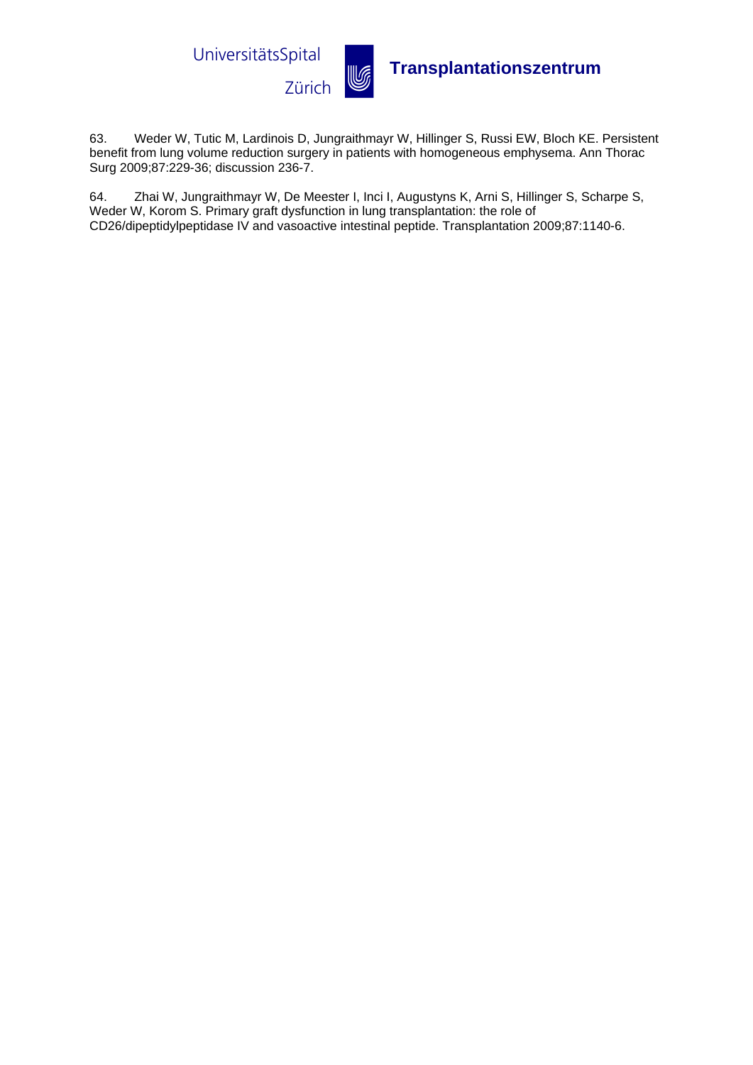63. Weder W, Tutic M, Lardinois D, Jungraithmayr W, Hillinger S, Russi EW, Bloch KE. Persistent benefit from lung volume reduction surgery in patients with homogeneous emphysema. Ann Thorac Surg 2009;87:229-36; discussion 236-7.

64. Zhai W, Jungraithmayr W, De Meester I, Inci I, Augustyns K, Arni S, Hillinger S, Scharpe S, Weder W, Korom S. Primary graft dysfunction in lung transplantation: the role of CD26/dipeptidylpeptidase IV and vasoactive intestinal peptide. Transplantation 2009;87:1140-6.